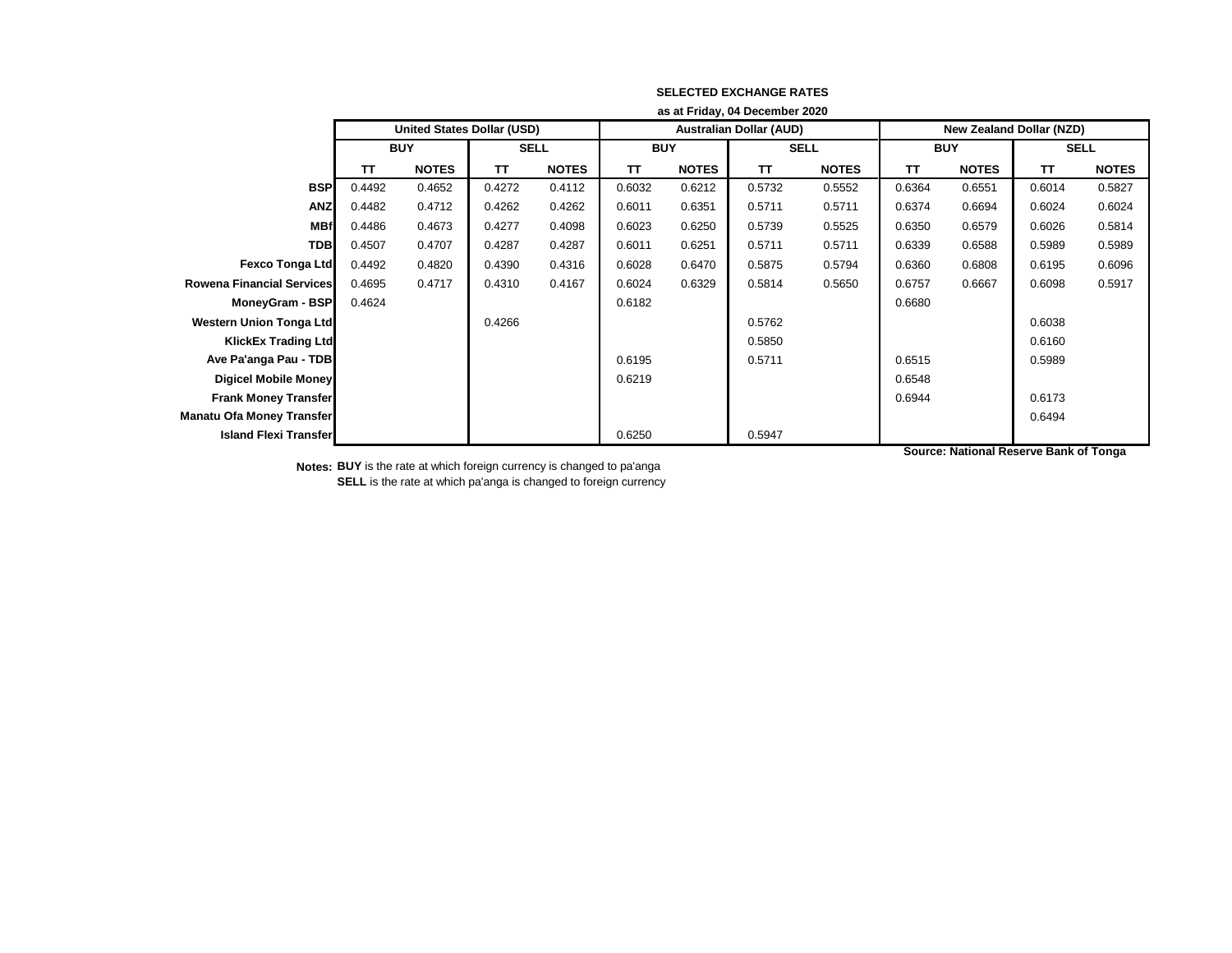**SELECTED EXCHANGE RATES**

**as at Friday, 04 December 2020**

| | United States Dollar (USD) | | | | Australian Dollar (AUD) | | | | New Zealand Dollar (NZD) | | | |
|---|---|---|---|---|---|---|---|---|---|---|---|---|
| | BUY | | SELL | | BUY | | SELL | | BUY | | SELL | |
| | TT | NOTES | TT | NOTES | TT | NOTES | TT | NOTES | TT | NOTES | TT | NOTES |
| **BSP** | 0.4492 | 0.4652 | 0.4272 | 0.4112 | 0.6032 | 0.6212 | 0.5732 | 0.5552 | 0.6364 | 0.6551 | 0.6014 | 0.5827 |
| **ANZ** | 0.4482 | 0.4712 | 0.4262 | 0.4262 | 0.6011 | 0.6351 | 0.5711 | 0.5711 | 0.6374 | 0.6694 | 0.6024 | 0.6024 |
| **MBf** | 0.4486 | 0.4673 | 0.4277 | 0.4098 | 0.6023 | 0.6250 | 0.5739 | 0.5525 | 0.6350 | 0.6579 | 0.6026 | 0.5814 |
| **TDB** | 0.4507 | 0.4707 | 0.4287 | 0.4287 | 0.6011 | 0.6251 | 0.5711 | 0.5711 | 0.6339 | 0.6588 | 0.5989 | 0.5989 |
| **Fexco Tonga Ltd** | 0.4492 | 0.4820 | 0.4390 | 0.4316 | 0.6028 | 0.6470 | 0.5875 | 0.5794 | 0.6360 | 0.6808 | 0.6195 | 0.6096 |
| **Rowena Financial Services** | 0.4695 | 0.4717 | 0.4310 | 0.4167 | 0.6024 | 0.6329 | 0.5814 | 0.5650 | 0.6757 | 0.6667 | 0.6098 | 0.5917 |
| **MoneyGram - BSP** | 0.4624 | | | | 0.6182 | | | | 0.6680 | | | |
| **Western Union Tonga Ltd** | | | 0.4266 | | | | 0.5762 | | | | 0.6038 | |
| **KlickEx Trading Ltd** | | | | | | | 0.5850 | | | | 0.6160 | |
| **Ave Pa'anga Pau - TDB** | | | | | 0.6195 | | 0.5711 | | 0.6515 | | 0.5989 | |
| **Digicel Mobile Money** | | | | | 0.6219 | | | | 0.6548 | | | |
| **Frank Money Transfer** | | | | | | | | | 0.6944 | | 0.6173 | |
| **Manatu Ofa Money Transfer** | | | | | | | | | | | 0.6494 | |
| **Island Flexi Transfer** | | | | | 0.6250 | | 0.5947 | | | | | |

**Source: National Reserve Bank of Tonga**

**Notes:** **BUY** is the rate at which foreign currency is changed to pa'anga

**SELL** is the rate at which pa'anga is changed to foreign currency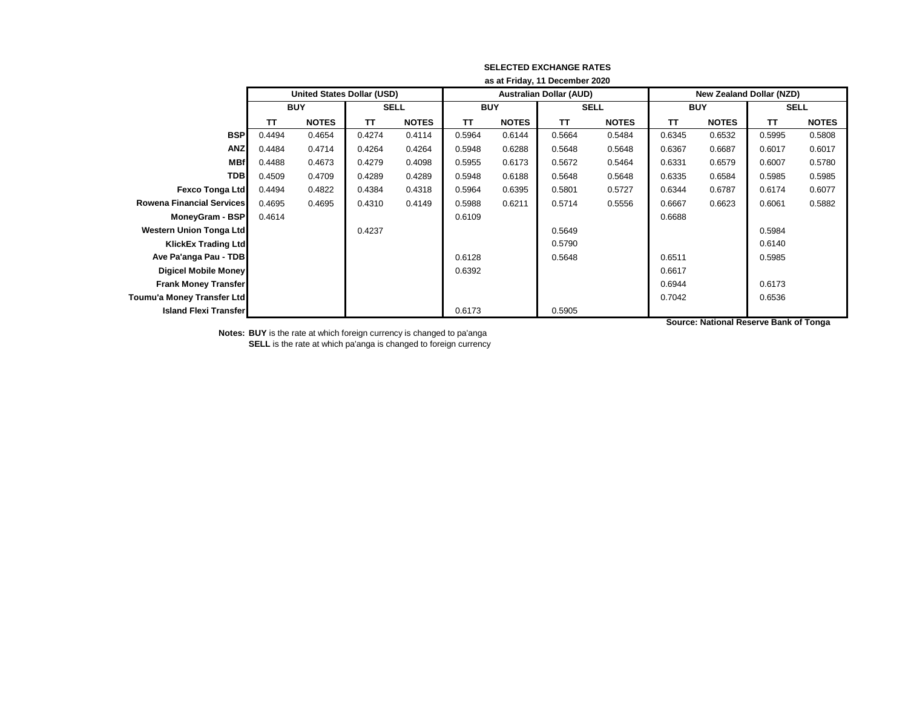**SELECTED EXCHANGE RATES**

**as at Friday, 11 December 2020**

| | United States Dollar (USD) | | | | Australian Dollar (AUD) | | | | New Zealand Dollar (NZD) | | | |
|---|---|---|---|---|---|---|---|---|---|---|---|---|
| | BUY | | SELL | | BUY | | SELL | | BUY | | SELL | |
| | TT | NOTES | TT | NOTES | TT | NOTES | TT | NOTES | TT | NOTES | TT | NOTES |
| **BSP** | 0.4494 | 0.4654 | 0.4274 | 0.4114 | 0.5964 | 0.6144 | 0.5664 | 0.5484 | 0.6345 | 0.6532 | 0.5995 | 0.5808 |
| **ANZ** | 0.4484 | 0.4714 | 0.4264 | 0.4264 | 0.5948 | 0.6288 | 0.5648 | 0.5648 | 0.6367 | 0.6687 | 0.6017 | 0.6017 |
| **MBf** | 0.4488 | 0.4673 | 0.4279 | 0.4098 | 0.5955 | 0.6173 | 0.5672 | 0.5464 | 0.6331 | 0.6579 | 0.6007 | 0.5780 |
| **TDB** | 0.4509 | 0.4709 | 0.4289 | 0.4289 | 0.5948 | 0.6188 | 0.5648 | 0.5648 | 0.6335 | 0.6584 | 0.5985 | 0.5985 |
| **Fexco Tonga Ltd** | 0.4494 | 0.4822 | 0.4384 | 0.4318 | 0.5964 | 0.6395 | 0.5801 | 0.5727 | 0.6344 | 0.6787 | 0.6174 | 0.6077 |
| **Rowena Financial Services** | 0.4695 | 0.4695 | 0.4310 | 0.4149 | 0.5988 | 0.6211 | 0.5714 | 0.5556 | 0.6667 | 0.6623 | 0.6061 | 0.5882 |
| **MoneyGram - BSP** | 0.4614 | | | | 0.6109 | | | | 0.6688 | | | |
| **Western Union Tonga Ltd** | | | 0.4237 | | | | 0.5649 | | | | 0.5984 | |
| **KlickEx Trading Ltd** | | | | | | | 0.5790 | | | | 0.6140 | |
| **Ave Pa'anga Pau - TDB** | | | | | 0.6128 | | 0.5648 | | 0.6511 | | 0.5985 | |
| **Digicel Mobile Money** | | | | | 0.6392 | | | | 0.6617 | | | |
| **Frank Money Transfer** | | | | | | | | | 0.6944 | | 0.6173 | |
| **Toumu'a Money Transfer Ltd** | | | | | | | | | 0.7042 | | 0.6536 | |
| **Island Flexi Transfer** | | | | | 0.6173 | | 0.5905 | | | | | |

**Source: National Reserve Bank of Tonga**

**Notes:** **BUY** is the rate at which foreign currency is changed to pa'anga
**SELL** is the rate at which pa'anga is changed to foreign currency